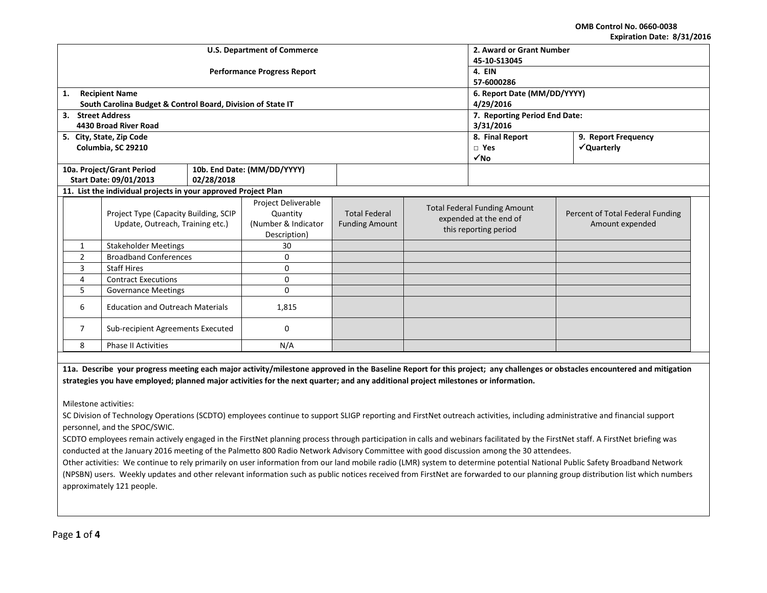OMB Control No. 0660-0038
Expiration Date: 8/31/2016

| U.S. Department of Commerce<br><br>Performance Progress Report | 2. Award or Grant Number<br>45-10-S13045 | |
|---|---|---|
| | 4. EIN<br>57-6000286 | |
| 1. Recipient Name<br>South Carolina Budget & Control Board, Division of State IT | 6. Report Date (MM/DD/YYYY)<br>4/29/2016 | |
| 3. Street Address<br>4430 Broad River Road | 7. Reporting Period End Date:<br>3/31/2016 | |
| 5. City, State, Zip Code<br>Columbia, SC 29210 | 8. Final Report<br>□ Yes<br>✓No | 9. Report Frequency<br>✓Quarterly |
| 10a. Project/Grant Period Start Date: 09/01/2013 — 10b. End Date: (MM/DD/YYYY) 02/28/2018 | | |

**11. List the individual projects in your approved Project Plan**

| | Project Type (Capacity Building, SCIP Update, Outreach, Training etc.) | Project Deliverable Quantity (Number & Indicator Description) | Total Federal Funding Amount | Total Federal Funding Amount expended at the end of this reporting period | Percent of Total Federal Funding Amount expended |
|---|---|---|---|---|---|
| 1 | Stakeholder Meetings | 30 | | | |
| 2 | Broadband Conferences | 0 | | | |
| 3 | Staff Hires | 0 | | | |
| 4 | Contract Executions | 0 | | | |
| 5 | Governance Meetings | 0 | | | |
| 6 | Education and Outreach Materials | 1,815 | | | |
| 7 | Sub-recipient Agreements Executed | 0 | | | |
| 8 | Phase II Activities | N/A | | | |

**11a. Describe your progress meeting each major activity/milestone approved in the Baseline Report for this project; any challenges or obstacles encountered and mitigation strategies you have employed; planned major activities for the next quarter; and any additional project milestones or information.**

Milestone activities:

SC Division of Technology Operations (SCDTO) employees continue to support SLIGP reporting and FirstNet outreach activities, including administrative and financial support personnel, and the SPOC/SWIC.

SCDTO employees remain actively engaged in the FirstNet planning process through participation in calls and webinars facilitated by the FirstNet staff. A FirstNet briefing was conducted at the January 2016 meeting of the Palmetto 800 Radio Network Advisory Committee with good discussion among the 30 attendees.

Other activities: We continue to rely primarily on user information from our land mobile radio (LMR) system to determine potential National Public Safety Broadband Network (NPSBN) users. Weekly updates and other relevant information such as public notices received from FirstNet are forwarded to our planning group distribution list which numbers approximately 121 people.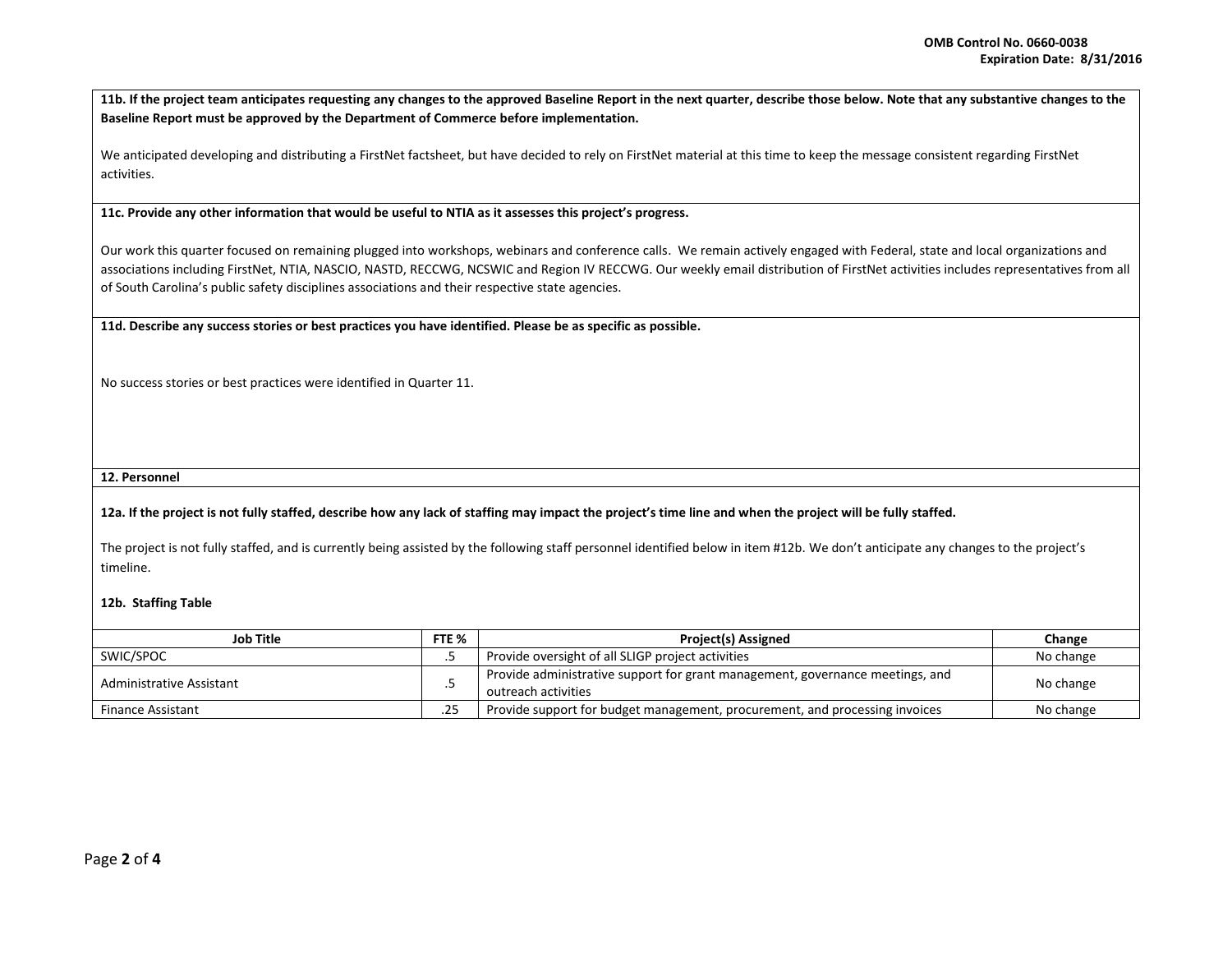**11b. If the project team anticipates requesting any changes to the approved Baseline Report in the next quarter, describe those below. Note that any substantive changes to the Baseline Report must be approved by the Department of Commerce before implementation.**

We anticipated developing and distributing a FirstNet factsheet, but have decided to rely on FirstNet material at this time to keep the message consistent regarding FirstNet activities.

**11c. Provide any other information that would be useful to NTIA as it assesses this project's progress.**

Our work this quarter focused on remaining plugged into workshops, webinars and conference calls. We remain actively engaged with Federal, state and local organizations and associations including FirstNet, NTIA, NASCIO, NASTD, RECCWG, NCSWIC and Region IV RECCWG. Our weekly email distribution of FirstNet activities includes representatives from all of South Carolina's public safety disciplines associations and their respective state agencies.

**11d. Describe any success stories or best practices you have identified. Please be as specific as possible.**

No success stories or best practices were identified in Quarter 11.

**12. Personnel**

**12a. If the project is not fully staffed, describe how any lack of staffing may impact the project's time line and when the project will be fully staffed.**

The project is not fully staffed, and is currently being assisted by the following staff personnel identified below in item #12b. We don't anticipate any changes to the project's timeline.

**12b. Staffing Table**

| Job Title | FTE % | Project(s) Assigned | Change |
|---|---|---|---|
| SWIC/SPOC | .5 | Provide oversight of all SLIGP project activities | No change |
| Administrative Assistant | .5 | Provide administrative support for grant management, governance meetings, and outreach activities | No change |
| Finance Assistant | .25 | Provide support for budget management, procurement, and processing invoices | No change |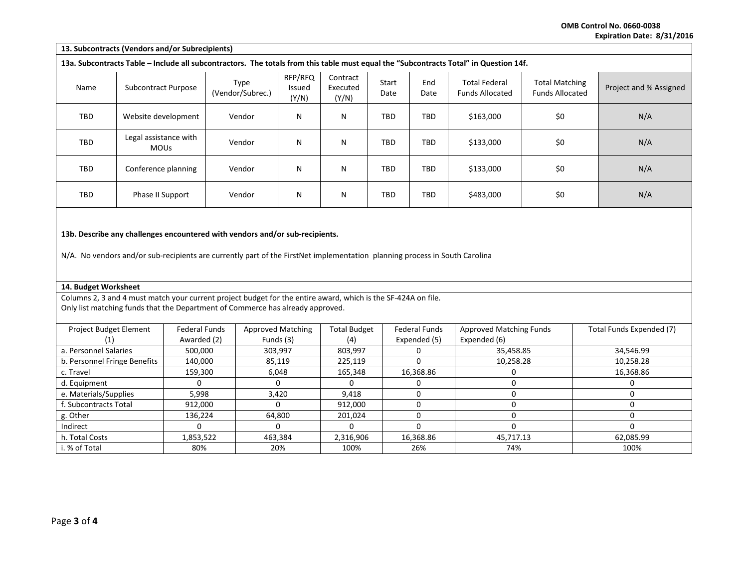**13. Subcontracts (Vendors and/or Subrecipients)**

**13a. Subcontracts Table – Include all subcontractors. The totals from this table must equal the "Subcontracts Total" in Question 14f.**

| Name | Subcontract Purpose | Type (Vendor/Subrec.) | RFP/RFQ Issued (Y/N) | Contract Executed (Y/N) | Start Date | End Date | Total Federal Funds Allocated | Total Matching Funds Allocated | Project and % Assigned |
|---|---|---|---|---|---|---|---|---|---|
| TBD | Website development | Vendor | N | N | TBD | TBD | $163,000 | $0 | N/A |
| TBD | Legal assistance with MOUs | Vendor | N | N | TBD | TBD | $133,000 | $0 | N/A |
| TBD | Conference planning | Vendor | N | N | TBD | TBD | $133,000 | $0 | N/A |
| TBD | Phase II Support | Vendor | N | N | TBD | TBD | $483,000 | $0 | N/A |

**13b. Describe any challenges encountered with vendors and/or sub-recipients.**

N/A. No vendors and/or sub-recipients are currently part of the FirstNet implementation planning process in South Carolina

**14. Budget Worksheet**

Columns 2, 3 and 4 must match your current project budget for the entire award, which is the SF-424A on file.
Only list matching funds that the Department of Commerce has already approved.

| Project Budget Element (1) | Federal Funds Awarded (2) | Approved Matching Funds (3) | Total Budget (4) | Federal Funds Expended (5) | Approved Matching Funds Expended (6) | Total Funds Expended (7) |
|---|---|---|---|---|---|---|
| a. Personnel Salaries | 500,000 | 303,997 | 803,997 | 0 | 35,458.85 | 34,546.99 |
| b. Personnel Fringe Benefits | 140,000 | 85,119 | 225,119 | 0 | 10,258.28 | 10,258.28 |
| c. Travel | 159,300 | 6,048 | 165,348 | 16,368.86 | 0 | 16,368.86 |
| d. Equipment | 0 | 0 | 0 | 0 | 0 | 0 |
| e. Materials/Supplies | 5,998 | 3,420 | 9,418 | 0 | 0 | 0 |
| f. Subcontracts Total | 912,000 | 0 | 912,000 | 0 | 0 | 0 |
| g. Other | 136,224 | 64,800 | 201,024 | 0 | 0 | 0 |
| Indirect | 0 | 0 | 0 | 0 | 0 | 0 |
| h. Total Costs | 1,853,522 | 463,384 | 2,316,906 | 16,368.86 | 45,717.13 | 62,085.99 |
| i. % of Total | 80% | 20% | 100% | 26% | 74% | 100% |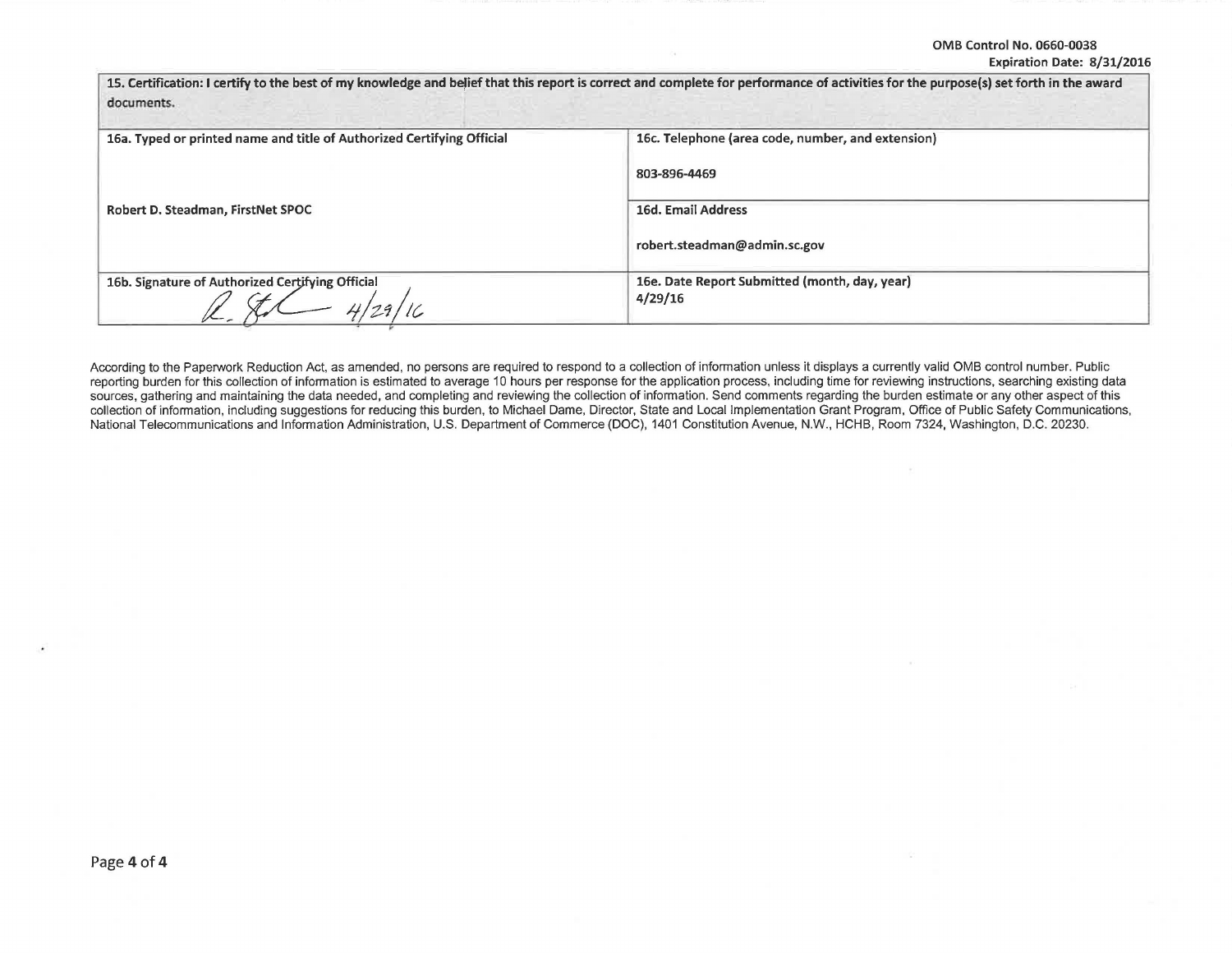OMB Control No. 0660-0038
Expiration Date: 8/31/2016

| 15. Certification: I certify to the best of my knowledge and belief that this report is correct and complete for performance of activities for the purpose(s) set forth in the award documents. | |
|---|---|
| 16a. Typed or printed name and title of Authorized Certifying Official<br><br>Robert D. Steadman, FirstNet SPOC | 16c. Telephone (area code, number, and extension)<br><br>803-896-4469 |
| | 16d. Email Address<br><br>robert.steadman@admin.sc.gov |
| 16b. Signature of Authorized Certifying Official<br>R. St 4/29/16 | 16e. Date Report Submitted (month, day, year)<br>4/29/16 |

According to the Paperwork Reduction Act, as amended, no persons are required to respond to a collection of information unless it displays a currently valid OMB control number. Public reporting burden for this collection of information is estimated to average 10 hours per response for the application process, including time for reviewing instructions, searching existing data sources, gathering and maintaining the data needed, and completing and reviewing the collection of information. Send comments regarding the burden estimate or any other aspect of this collection of information, including suggestions for reducing this burden, to Michael Dame, Director, State and Local Implementation Grant Program, Office of Public Safety Communications, National Telecommunications and Information Administration, U.S. Department of Commerce (DOC), 1401 Constitution Avenue, N.W., HCHB, Room 7324, Washington, D.C. 20230.